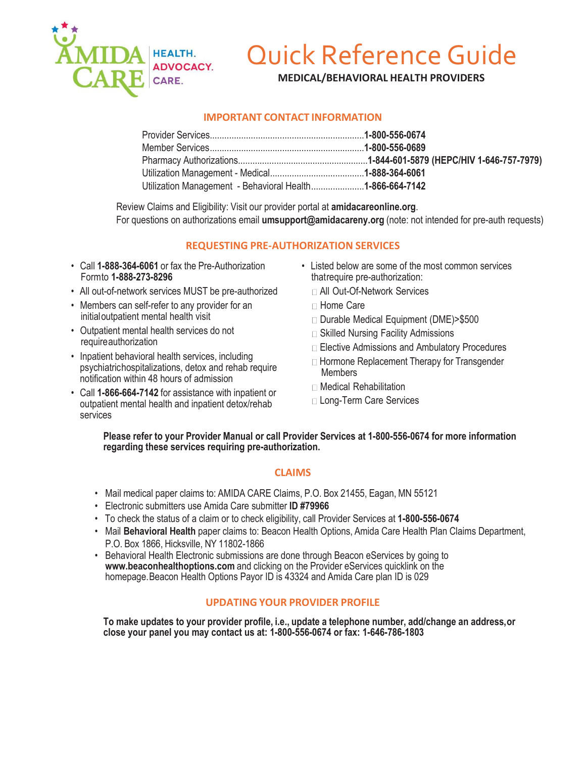AMIDA CARE

HEALTH. ADVOCACY. CARE.

# Quick Reference Guide

**MEDICAL/BEHAVIORAL HEALTH PROVIDERS**

## IMPORTANT CONTACT INFORMATION

Provider Services................................................................**1-800-556-0674**
Member Services................................................................**1-800-556-0689**
Pharmacy Authorizations......................................................**1-844-601-5879 (HEPC/HIV 1-646-757-7979)**
Utilization Management - Medical.......................................**1-888-364-6061**
Utilization Management - Behavioral Health......................**1-866-664-7142**

Review Claims and Eligibility: Visit our provider portal at **amidacareonline.org**.
For questions on authorizations email **umsupport@amidacareny.org** (note: not intended for pre-auth requests)

## REQUESTING PRE-AUTHORIZATION SERVICES

- Call **1-888-364-6061** or fax the Pre-Authorization Form to **1-888-273-8296**
- All out-of-network services MUST be pre-authorized
- Members can self-refer to any provider for an initial outpatient mental health visit
- Outpatient mental health services do not require authorization
- Inpatient behavioral health services, including psychiatric hospitalizations, detox and rehab require notification within 48 hours of admission
- Call **1-866-664-7142** for assistance with inpatient or outpatient mental health and inpatient detox/rehab services
- Listed below are some of the most common services that require pre-authorization:
  - All Out-Of-Network Services
  - Home Care
  - Durable Medical Equipment (DME)>$500
  - Skilled Nursing Facility Admissions
  - Elective Admissions and Ambulatory Procedures
  - Hormone Replacement Therapy for Transgender Members
  - Medical Rehabilitation
  - Long-Term Care Services

**Please refer to your Provider Manual or call Provider Services at 1-800-556-0674 for more information regarding these services requiring pre-authorization.**

## CLAIMS

- Mail medical paper claims to: AMIDA CARE Claims, P.O. Box 21455, Eagan, MN 55121
- Electronic submitters use Amida Care submitter **ID #79966**
- To check the status of a claim or to check eligibility, call Provider Services at **1-800-556-0674**
- Mail **Behavioral Health** paper claims to: Beacon Health Options, Amida Care Health Plan Claims Department, P.O. Box 1866, Hicksville, NY 11802-1866
- Behavioral Health Electronic submissions are done through Beacon eServices by going to **www.beaconhealthoptions.com** and clicking on the Provider eServices quicklink on the homepage. Beacon Health Options Payor ID is 43324 and Amida Care plan ID is 029

## UPDATING YOUR PROVIDER PROFILE

**To make updates to your provider profile, i.e., update a telephone number, add/change an address, or close your panel you may contact us at: 1-800-556-0674 or fax: 1-646-786-1803**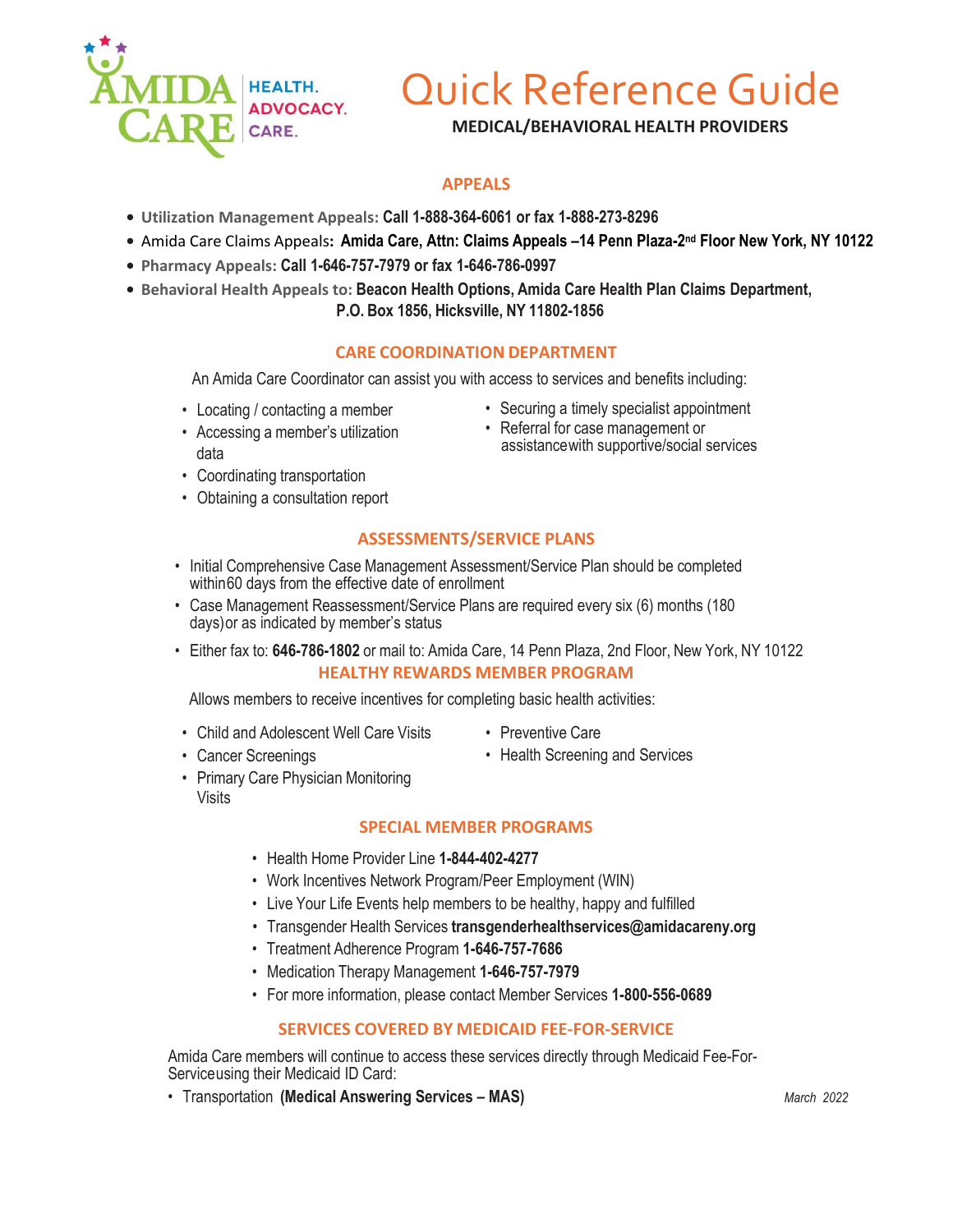# Quick Reference Guide

**MEDICAL/BEHAVIORAL HEALTH PROVIDERS**

## APPEALS

- **Utilization Management Appeals:** **Call 1-888-364-6061 or fax 1-888-273-8296**
- Amida Care Claims Appeals**: Amida Care, Attn: Claims Appeals –14 Penn Plaza-2nd Floor New York, NY 10122**
- **Pharmacy Appeals:** **Call 1-646-757-7979 or fax 1-646-786-0997**
- **Behavioral Health Appeals to:** **Beacon Health Options, Amida Care Health Plan Claims Department, P.O. Box 1856, Hicksville, NY 11802-1856**

## CARE COORDINATION DEPARTMENT

An Amida Care Coordinator can assist you with access to services and benefits including:

- Locating / contacting a member
- Accessing a member's utilization data
- Coordinating transportation
- Obtaining a consultation report
- Securing a timely specialist appointment
- Referral for case management or assistance with supportive/social services

## ASSESSMENTS/SERVICE PLANS

- Initial Comprehensive Case Management Assessment/Service Plan should be completed within 60 days from the effective date of enrollment
- Case Management Reassessment/Service Plans are required every six (6) months (180 days) or as indicated by member's status
- Either fax to: **646-786-1802** or mail to: Amida Care, 14 Penn Plaza, 2nd Floor, New York, NY 10122

## HEALTHY REWARDS MEMBER PROGRAM

Allows members to receive incentives for completing basic health activities:

- Child and Adolescent Well Care Visits
- Cancer Screenings
- Primary Care Physician Monitoring Visits
- Preventive Care
- Health Screening and Services

## SPECIAL MEMBER PROGRAMS

- Health Home Provider Line **1-844-402-4277**
- Work Incentives Network Program/Peer Employment (WIN)
- Live Your Life Events help members to be healthy, happy and fulfilled
- Transgender Health Services **transgenderhealthservices@amidacareny.org**
- Treatment Adherence Program **1-646-757-7686**
- Medication Therapy Management **1-646-757-7979**
- For more information, please contact Member Services **1-800-556-0689**

## SERVICES COVERED BY MEDICAID FEE-FOR-SERVICE

Amida Care members will continue to access these services directly through Medicaid Fee-For-Service using their Medicaid ID Card:

- Transportation **(Medical Answering Services – MAS)**

*March 2022*